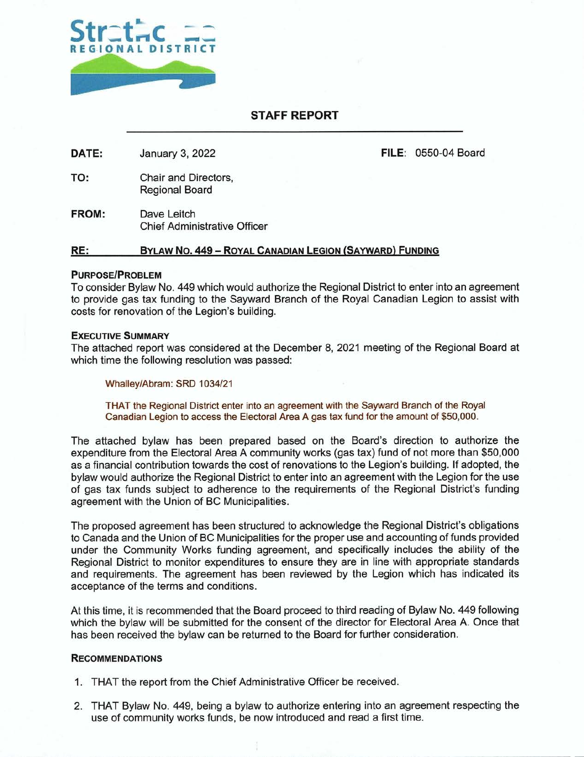Strathcona
REGIONAL DISTRICT

# STAFF REPORT

**DATE:** January 3, 2022 **FILE:** 0550-04 Board

**TO:** Chair and Directors,
Regional Board

**FROM:** Dave Leitch
Chief Administrative Officer

**RE:** **BYLAW NO. 449 – ROYAL CANADIAN LEGION (SAYWARD) FUNDING**

## PURPOSE/PROBLEM

To consider Bylaw No. 449 which would authorize the Regional District to enter into an agreement to provide gas tax funding to the Sayward Branch of the Royal Canadian Legion to assist with costs for renovation of the Legion's building.

## EXECUTIVE SUMMARY

The attached report was considered at the December 8, 2021 meeting of the Regional Board at which time the following resolution was passed:

> Whalley/Abram: SRD 1034/21
>
> THAT the Regional District enter into an agreement with the Sayward Branch of the Royal Canadian Legion to access the Electoral Area A gas tax fund for the amount of $50,000.

The attached bylaw has been prepared based on the Board's direction to authorize the expenditure from the Electoral Area A community works (gas tax) fund of not more than $50,000 as a financial contribution towards the cost of renovations to the Legion's building. If adopted, the bylaw would authorize the Regional District to enter into an agreement with the Legion for the use of gas tax funds subject to adherence to the requirements of the Regional District's funding agreement with the Union of BC Municipalities.

The proposed agreement has been structured to acknowledge the Regional District's obligations to Canada and the Union of BC Municipalities for the proper use and accounting of funds provided under the Community Works funding agreement, and specifically includes the ability of the Regional District to monitor expenditures to ensure they are in line with appropriate standards and requirements. The agreement has been reviewed by the Legion which has indicated its acceptance of the terms and conditions.

At this time, it is recommended that the Board proceed to third reading of Bylaw No. 449 following which the bylaw will be submitted for the consent of the director for Electoral Area A. Once that has been received the bylaw can be returned to the Board for further consideration.

## RECOMMENDATIONS

1. THAT the report from the Chief Administrative Officer be received.
2. THAT Bylaw No. 449, being a bylaw to authorize entering into an agreement respecting the use of community works funds, be now introduced and read a first time.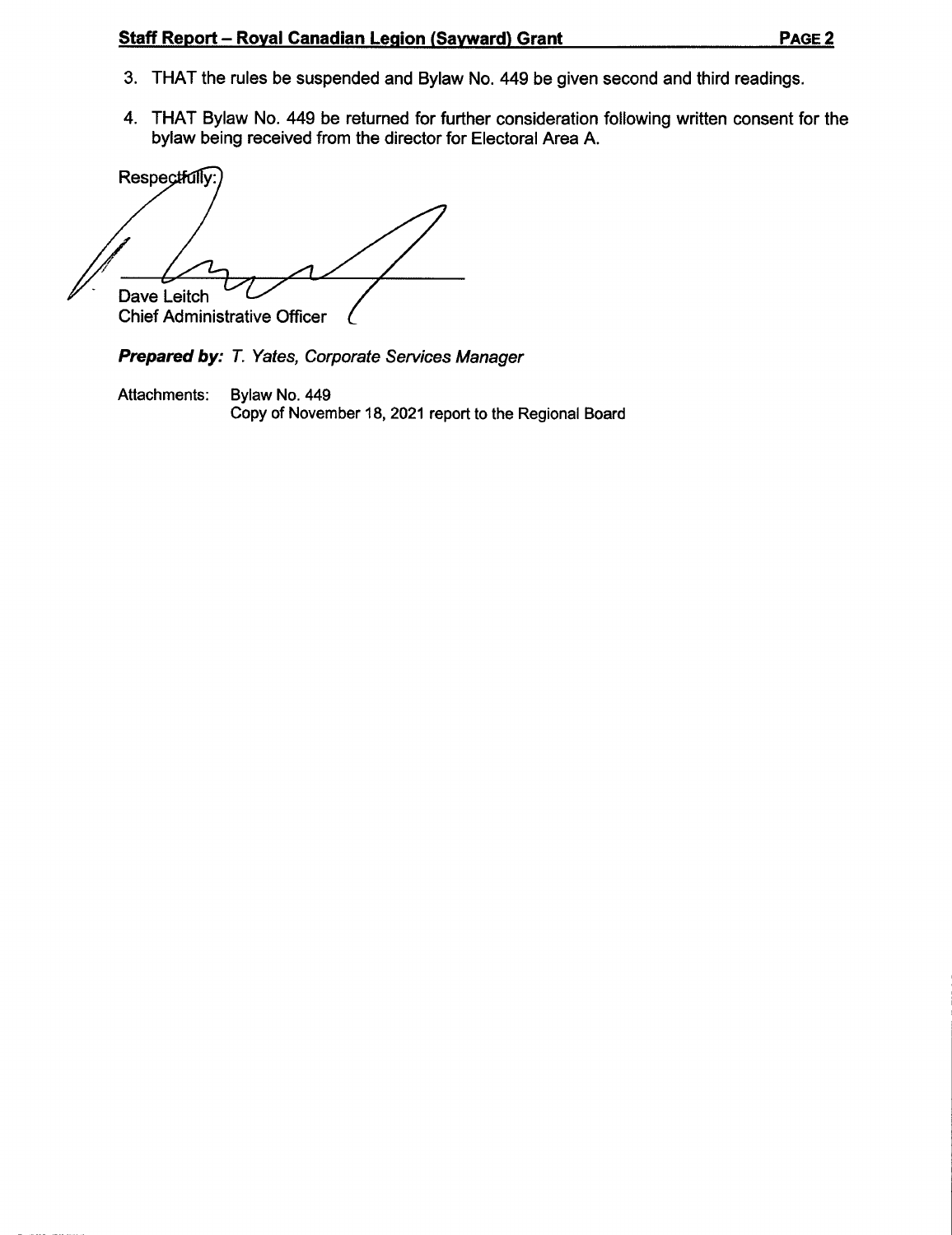3. THAT the rules be suspended and Bylaw No. 449 be given second and third readings.
4. THAT Bylaw No. 449 be returned for further consideration following written consent for the bylaw being received from the director for Electoral Area A.

Respectfully:

Dave Leitch
Chief Administrative Officer

***Prepared by:*** *T. Yates, Corporate Services Manager*

Attachments: Bylaw No. 449
Copy of November 18, 2021 report to the Regional Board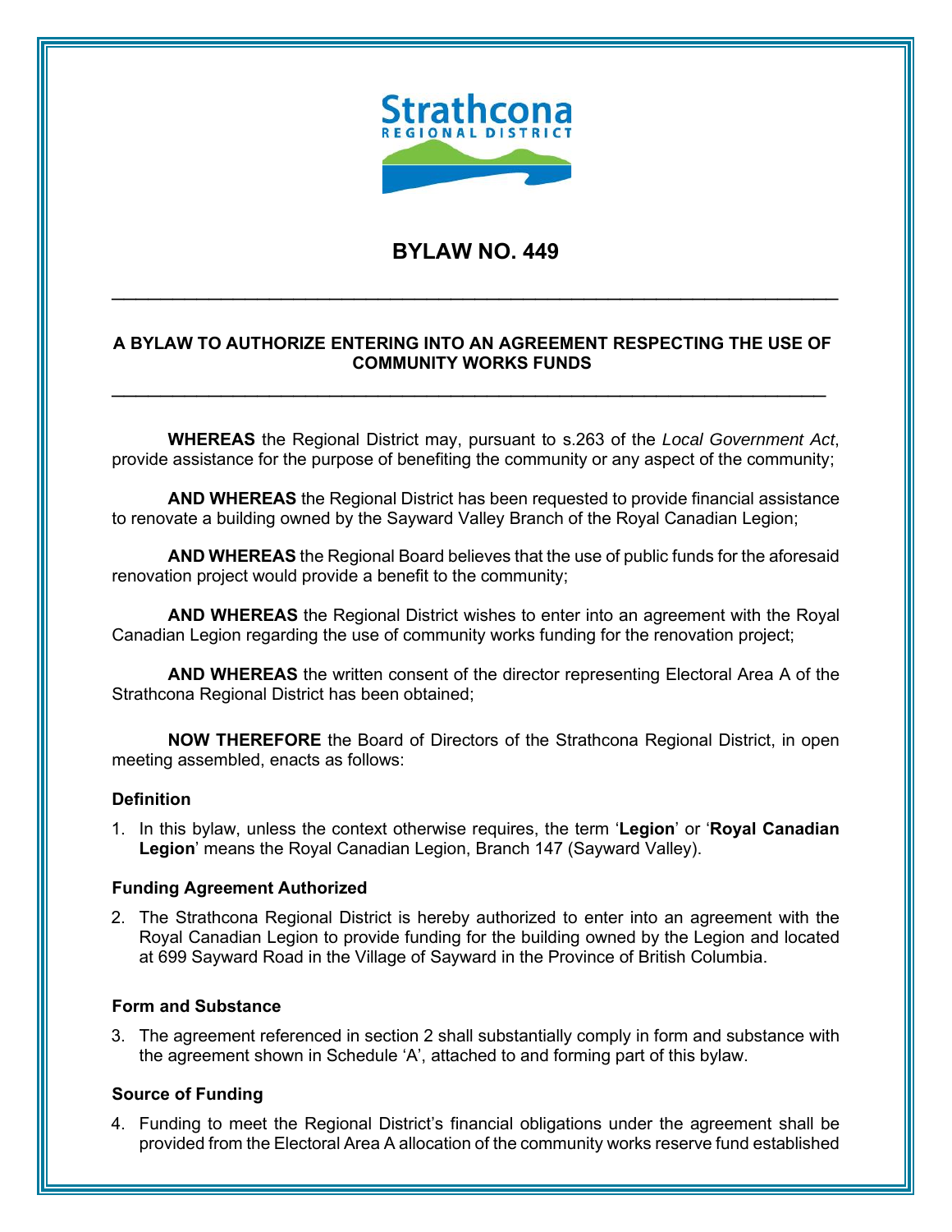# BYLAW NO. 449

---

**A BYLAW TO AUTHORIZE ENTERING INTO AN AGREEMENT RESPECTING THE USE OF COMMUNITY WORKS FUNDS**

---

**WHEREAS** the Regional District may, pursuant to s.263 of the *Local Government Act*, provide assistance for the purpose of benefiting the community or any aspect of the community;

**AND WHEREAS** the Regional District has been requested to provide financial assistance to renovate a building owned by the Sayward Valley Branch of the Royal Canadian Legion;

**AND WHEREAS** the Regional Board believes that the use of public funds for the aforesaid renovation project would provide a benefit to the community;

**AND WHEREAS** the Regional District wishes to enter into an agreement with the Royal Canadian Legion regarding the use of community works funding for the renovation project;

**AND WHEREAS** the written consent of the director representing Electoral Area A of the Strathcona Regional District has been obtained;

**NOW THEREFORE** the Board of Directors of the Strathcona Regional District, in open meeting assembled, enacts as follows:

### Definition

1. In this bylaw, unless the context otherwise requires, the term '**Legion**' or '**Royal Canadian Legion**' means the Royal Canadian Legion, Branch 147 (Sayward Valley).

### Funding Agreement Authorized

2. The Strathcona Regional District is hereby authorized to enter into an agreement with the Royal Canadian Legion to provide funding for the building owned by the Legion and located at 699 Sayward Road in the Village of Sayward in the Province of British Columbia.

### Form and Substance

3. The agreement referenced in section 2 shall substantially comply in form and substance with the agreement shown in Schedule 'A', attached to and forming part of this bylaw.

### Source of Funding

4. Funding to meet the Regional District's financial obligations under the agreement shall be provided from the Electoral Area A allocation of the community works reserve fund established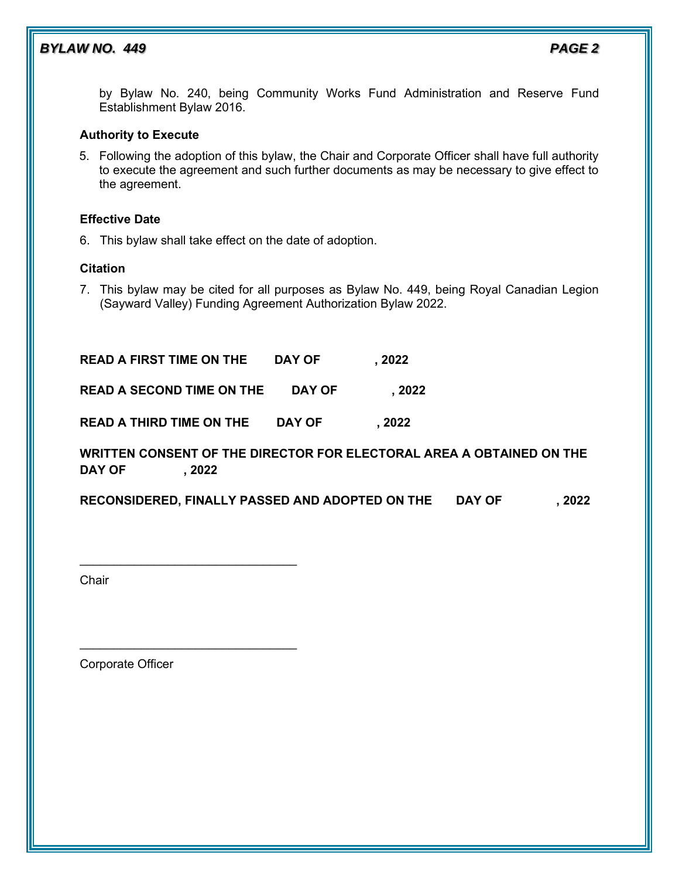by Bylaw No. 240, being Community Works Fund Administration and Reserve Fund Establishment Bylaw 2016.

**Authority to Execute**

5. Following the adoption of this bylaw, the Chair and Corporate Officer shall have full authority to execute the agreement and such further documents as may be necessary to give effect to the agreement.

**Effective Date**

6. This bylaw shall take effect on the date of adoption.

**Citation**

7. This bylaw may be cited for all purposes as Bylaw No. 449, being Royal Canadian Legion (Sayward Valley) Funding Agreement Authorization Bylaw 2022.

**READ A FIRST TIME ON THE DAY OF , 2022**

**READ A SECOND TIME ON THE DAY OF , 2022**

**READ A THIRD TIME ON THE DAY OF , 2022**

**WRITTEN CONSENT OF THE DIRECTOR FOR ELECTORAL AREA A OBTAINED ON THE DAY OF , 2022**

**RECONSIDERED, FINALLY PASSED AND ADOPTED ON THE DAY OF , 2022**

\_\_\_\_\_\_\_\_\_\_\_\_\_\_\_\_\_\_\_\_\_\_\_\_\_\_\_\_\_\_\_\_

Chair

\_\_\_\_\_\_\_\_\_\_\_\_\_\_\_\_\_\_\_\_\_\_\_\_\_\_\_\_\_\_\_\_

Corporate Officer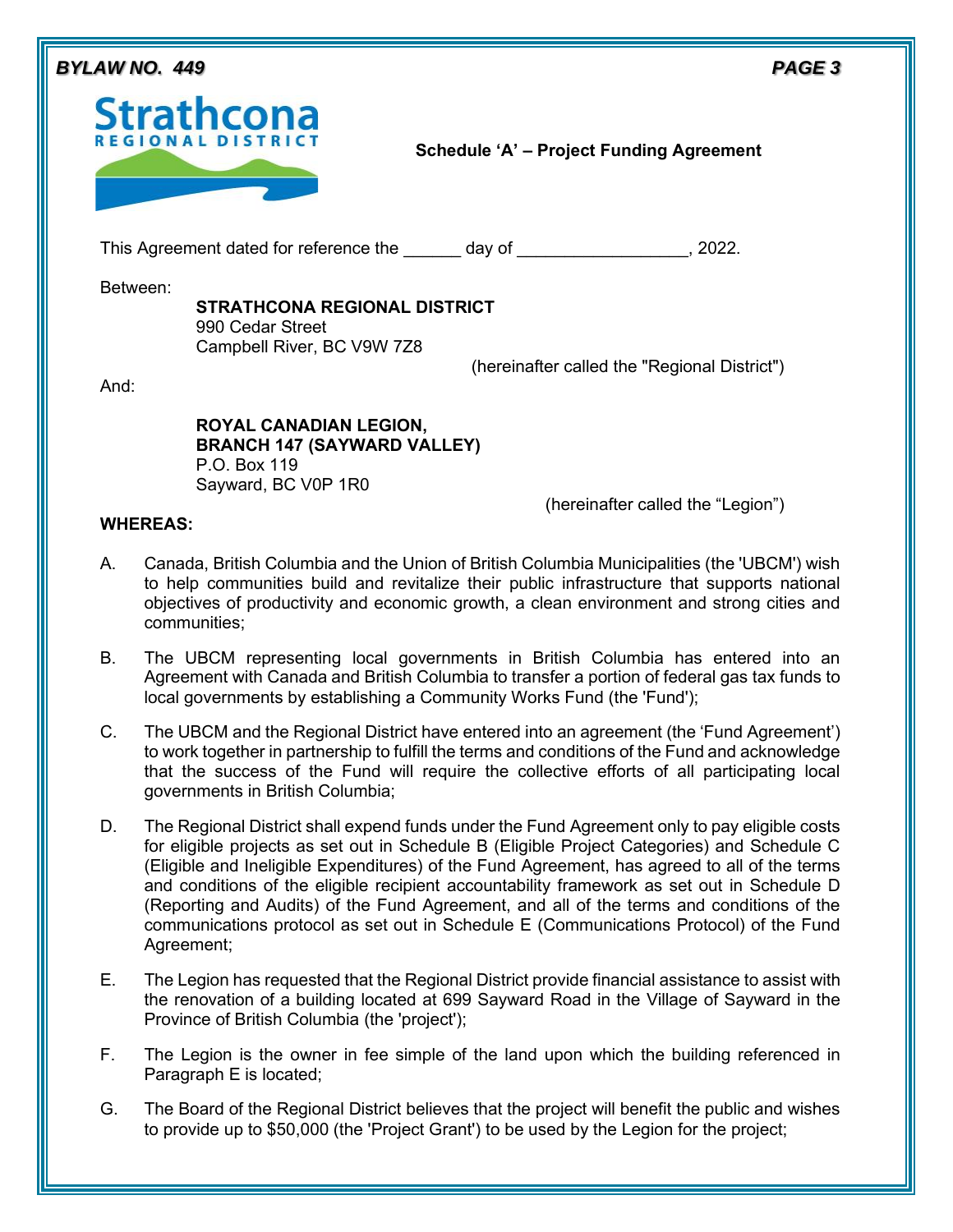**Schedule 'A' – Project Funding Agreement**

This Agreement dated for reference the ______ day of _________________, 2022.

Between:

**STRATHCONA REGIONAL DISTRICT**
990 Cedar Street
Campbell River, BC V9W 7Z8

(hereinafter called the "Regional District")

And:

**ROYAL CANADIAN LEGION,**
**BRANCH 147 (SAYWARD VALLEY)**
P.O. Box 119
Sayward, BC V0P 1R0

(hereinafter called the "Legion")

**WHEREAS:**

A. Canada, British Columbia and the Union of British Columbia Municipalities (the 'UBCM') wish to help communities build and revitalize their public infrastructure that supports national objectives of productivity and economic growth, a clean environment and strong cities and communities;

B. The UBCM representing local governments in British Columbia has entered into an Agreement with Canada and British Columbia to transfer a portion of federal gas tax funds to local governments by establishing a Community Works Fund (the 'Fund');

C. The UBCM and the Regional District have entered into an agreement (the 'Fund Agreement') to work together in partnership to fulfill the terms and conditions of the Fund and acknowledge that the success of the Fund will require the collective efforts of all participating local governments in British Columbia;

D. The Regional District shall expend funds under the Fund Agreement only to pay eligible costs for eligible projects as set out in Schedule B (Eligible Project Categories) and Schedule C (Eligible and Ineligible Expenditures) of the Fund Agreement, has agreed to all of the terms and conditions of the eligible recipient accountability framework as set out in Schedule D (Reporting and Audits) of the Fund Agreement, and all of the terms and conditions of the communications protocol as set out in Schedule E (Communications Protocol) of the Fund Agreement;

E. The Legion has requested that the Regional District provide financial assistance to assist with the renovation of a building located at 699 Sayward Road in the Village of Sayward in the Province of British Columbia (the 'project');

F. The Legion is the owner in fee simple of the land upon which the building referenced in Paragraph E is located;

G. The Board of the Regional District believes that the project will benefit the public and wishes to provide up to $50,000 (the 'Project Grant') to be used by the Legion for the project;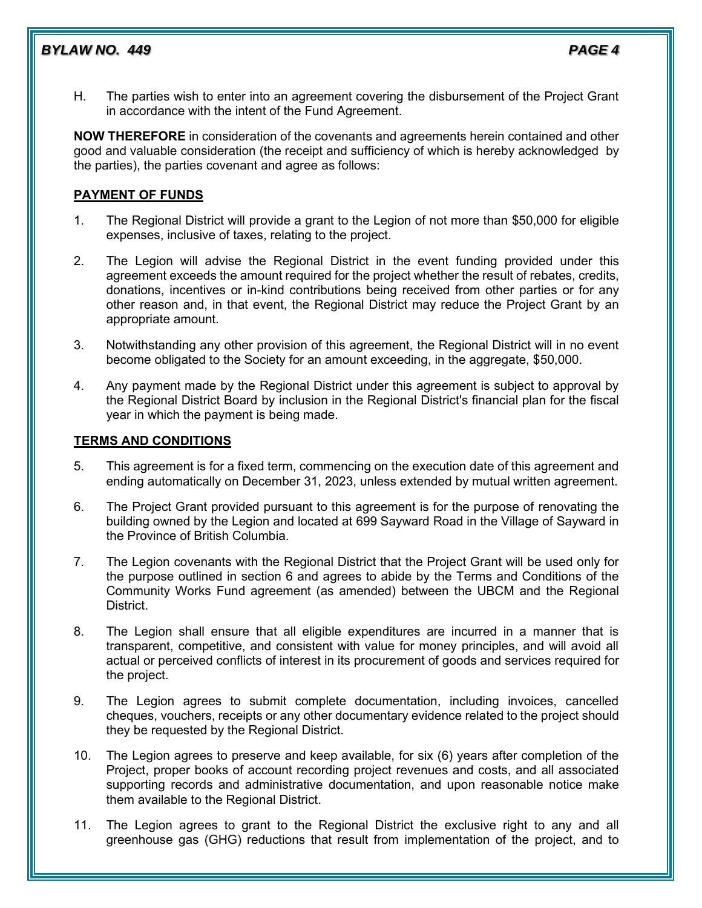H. The parties wish to enter into an agreement covering the disbursement of the Project Grant in accordance with the intent of the Fund Agreement.

**NOW THEREFORE** in consideration of the covenants and agreements herein contained and other good and valuable consideration (the receipt and sufficiency of which is hereby acknowledged by the parties), the parties covenant and agree as follows:

**PAYMENT OF FUNDS**

1. The Regional District will provide a grant to the Legion of not more than $50,000 for eligible expenses, inclusive of taxes, relating to the project.

2. The Legion will advise the Regional District in the event funding provided under this agreement exceeds the amount required for the project whether the result of rebates, credits, donations, incentives or in-kind contributions being received from other parties or for any other reason and, in that event, the Regional District may reduce the Project Grant by an appropriate amount.

3. Notwithstanding any other provision of this agreement, the Regional District will in no event become obligated to the Society for an amount exceeding, in the aggregate, $50,000.

4. Any payment made by the Regional District under this agreement is subject to approval by the Regional District Board by inclusion in the Regional District's financial plan for the fiscal year in which the payment is being made.

**TERMS AND CONDITIONS**

5. This agreement is for a fixed term, commencing on the execution date of this agreement and ending automatically on December 31, 2023, unless extended by mutual written agreement.

6. The Project Grant provided pursuant to this agreement is for the purpose of renovating the building owned by the Legion and located at 699 Sayward Road in the Village of Sayward in the Province of British Columbia.

7. The Legion covenants with the Regional District that the Project Grant will be used only for the purpose outlined in section 6 and agrees to abide by the Terms and Conditions of the Community Works Fund agreement (as amended) between the UBCM and the Regional District.

8. The Legion shall ensure that all eligible expenditures are incurred in a manner that is transparent, competitive, and consistent with value for money principles, and will avoid all actual or perceived conflicts of interest in its procurement of goods and services required for the project.

9. The Legion agrees to submit complete documentation, including invoices, cancelled cheques, vouchers, receipts or any other documentary evidence related to the project should they be requested by the Regional District.

10. The Legion agrees to preserve and keep available, for six (6) years after completion of the Project, proper books of account recording project revenues and costs, and all associated supporting records and administrative documentation, and upon reasonable notice make them available to the Regional District.

11. The Legion agrees to grant to the Regional District the exclusive right to any and all greenhouse gas (GHG) reductions that result from implementation of the project, and to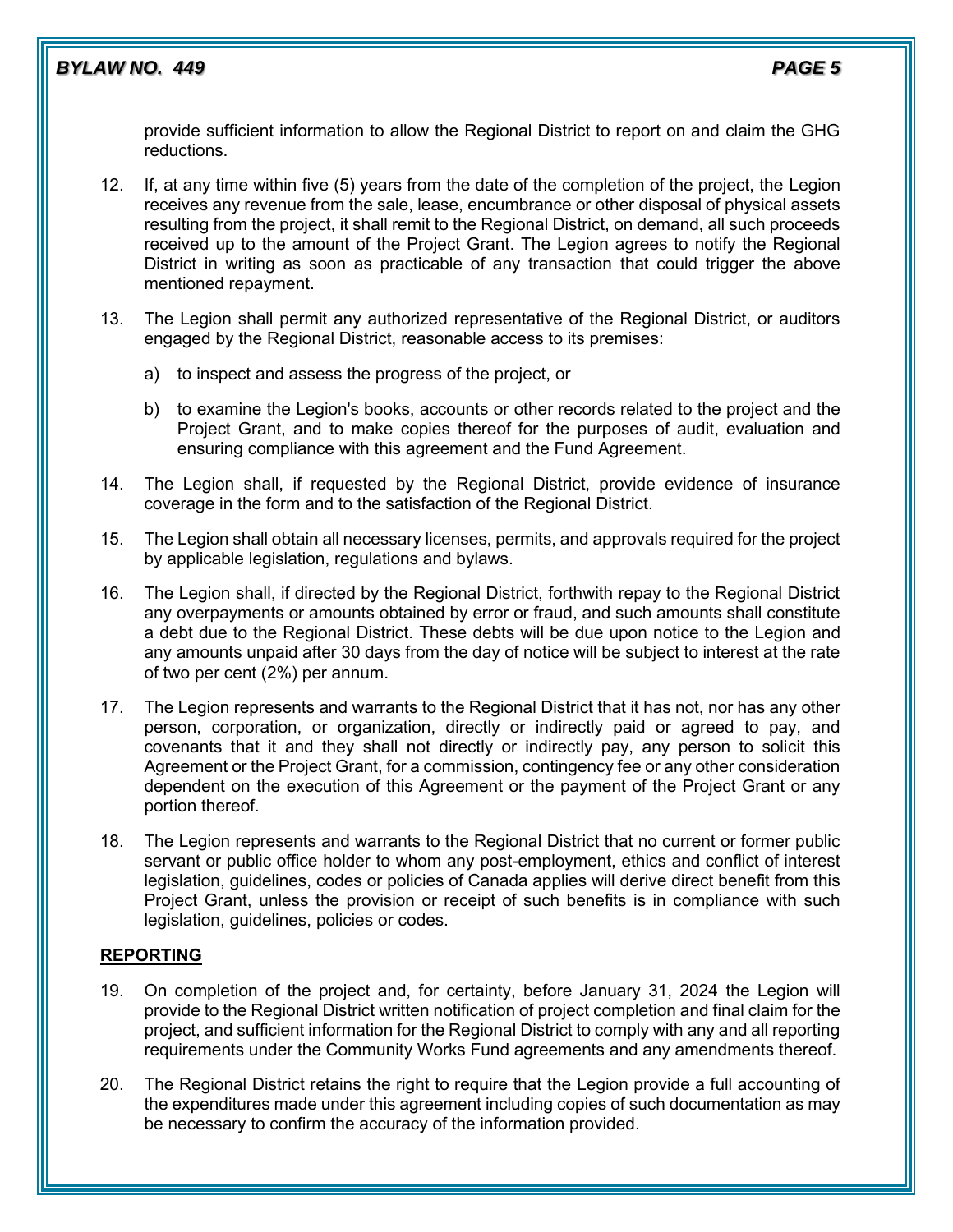provide sufficient information to allow the Regional District to report on and claim the GHG reductions.

12. If, at any time within five (5) years from the date of the completion of the project, the Legion receives any revenue from the sale, lease, encumbrance or other disposal of physical assets resulting from the project, it shall remit to the Regional District, on demand, all such proceeds received up to the amount of the Project Grant. The Legion agrees to notify the Regional District in writing as soon as practicable of any transaction that could trigger the above mentioned repayment.

13. The Legion shall permit any authorized representative of the Regional District, or auditors engaged by the Regional District, reasonable access to its premises:

    a) to inspect and assess the progress of the project, or

    b) to examine the Legion's books, accounts or other records related to the project and the Project Grant, and to make copies thereof for the purposes of audit, evaluation and ensuring compliance with this agreement and the Fund Agreement.

14. The Legion shall, if requested by the Regional District, provide evidence of insurance coverage in the form and to the satisfaction of the Regional District.

15. The Legion shall obtain all necessary licenses, permits, and approvals required for the project by applicable legislation, regulations and bylaws.

16. The Legion shall, if directed by the Regional District, forthwith repay to the Regional District any overpayments or amounts obtained by error or fraud, and such amounts shall constitute a debt due to the Regional District. These debts will be due upon notice to the Legion and any amounts unpaid after 30 days from the day of notice will be subject to interest at the rate of two per cent (2%) per annum.

17. The Legion represents and warrants to the Regional District that it has not, nor has any other person, corporation, or organization, directly or indirectly paid or agreed to pay, and covenants that it and they shall not directly or indirectly pay, any person to solicit this Agreement or the Project Grant, for a commission, contingency fee or any other consideration dependent on the execution of this Agreement or the payment of the Project Grant or any portion thereof.

18. The Legion represents and warrants to the Regional District that no current or former public servant or public office holder to whom any post-employment, ethics and conflict of interest legislation, guidelines, codes or policies of Canada applies will derive direct benefit from this Project Grant, unless the provision or receipt of such benefits is in compliance with such legislation, guidelines, policies or codes.

**REPORTING**

19. On completion of the project and, for certainty, before January 31, 2024 the Legion will provide to the Regional District written notification of project completion and final claim for the project, and sufficient information for the Regional District to comply with any and all reporting requirements under the Community Works Fund agreements and any amendments thereof.

20. The Regional District retains the right to require that the Legion provide a full accounting of the expenditures made under this agreement including copies of such documentation as may be necessary to confirm the accuracy of the information provided.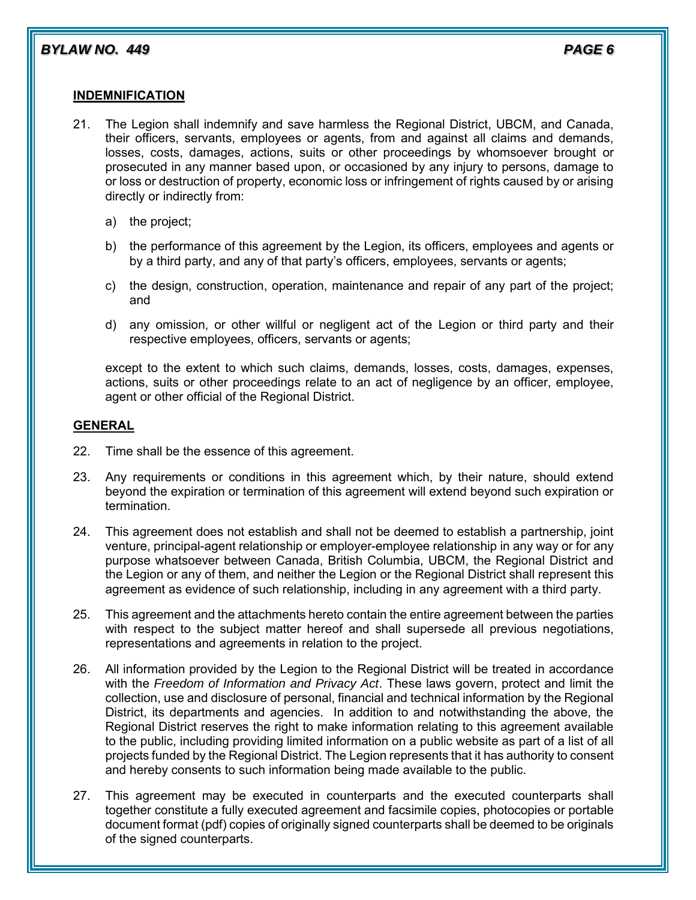## INDEMNIFICATION

21. The Legion shall indemnify and save harmless the Regional District, UBCM, and Canada, their officers, servants, employees or agents, from and against all claims and demands, losses, costs, damages, actions, suits or other proceedings by whomsoever brought or prosecuted in any manner based upon, or occasioned by any injury to persons, damage to or loss or destruction of property, economic loss or infringement of rights caused by or arising directly or indirectly from:

    a) the project;

    b) the performance of this agreement by the Legion, its officers, employees and agents or by a third party, and any of that party's officers, employees, servants or agents;

    c) the design, construction, operation, maintenance and repair of any part of the project; and

    d) any omission, or other willful or negligent act of the Legion or third party and their respective employees, officers, servants or agents;

    except to the extent to which such claims, demands, losses, costs, damages, expenses, actions, suits or other proceedings relate to an act of negligence by an officer, employee, agent or other official of the Regional District.

## GENERAL

22. Time shall be the essence of this agreement.

23. Any requirements or conditions in this agreement which, by their nature, should extend beyond the expiration or termination of this agreement will extend beyond such expiration or termination.

24. This agreement does not establish and shall not be deemed to establish a partnership, joint venture, principal-agent relationship or employer-employee relationship in any way or for any purpose whatsoever between Canada, British Columbia, UBCM, the Regional District and the Legion or any of them, and neither the Legion or the Regional District shall represent this agreement as evidence of such relationship, including in any agreement with a third party.

25. This agreement and the attachments hereto contain the entire agreement between the parties with respect to the subject matter hereof and shall supersede all previous negotiations, representations and agreements in relation to the project.

26. All information provided by the Legion to the Regional District will be treated in accordance with the *Freedom of Information and Privacy Act*. These laws govern, protect and limit the collection, use and disclosure of personal, financial and technical information by the Regional District, its departments and agencies. In addition to and notwithstanding the above, the Regional District reserves the right to make information relating to this agreement available to the public, including providing limited information on a public website as part of a list of all projects funded by the Regional District. The Legion represents that it has authority to consent and hereby consents to such information being made available to the public.

27. This agreement may be executed in counterparts and the executed counterparts shall together constitute a fully executed agreement and facsimile copies, photocopies or portable document format (pdf) copies of originally signed counterparts shall be deemed to be originals of the signed counterparts.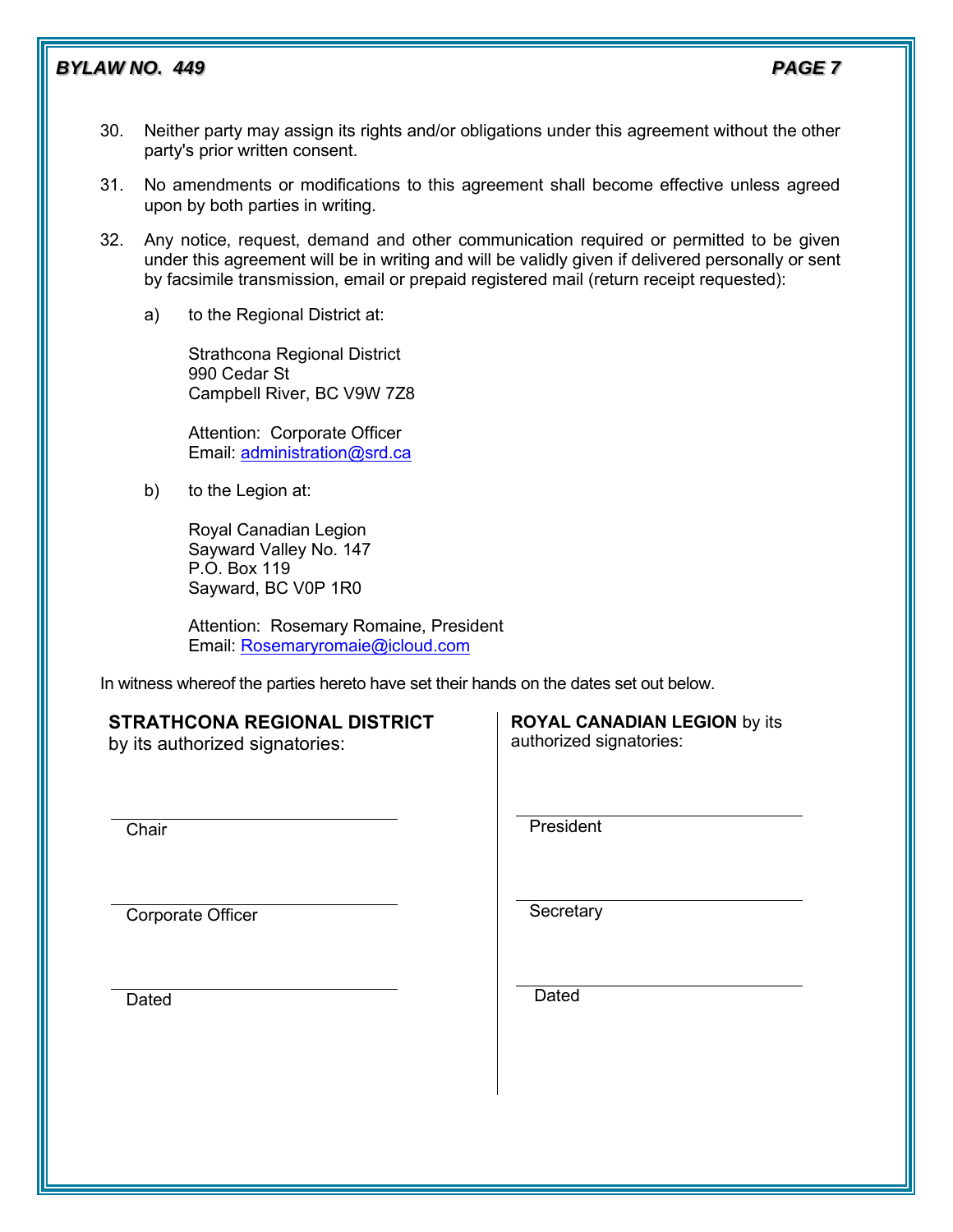30. Neither party may assign its rights and/or obligations under this agreement without the other party's prior written consent.

31. No amendments or modifications to this agreement shall become effective unless agreed upon by both parties in writing.

32. Any notice, request, demand and other communication required or permitted to be given under this agreement will be in writing and will be validly given if delivered personally or sent by facsimile transmission, email or prepaid registered mail (return receipt requested):

    a) to the Regional District at:

       Strathcona Regional District
       990 Cedar St
       Campbell River, BC V9W 7Z8

       Attention: Corporate Officer
       Email: administration@srd.ca

    b) to the Legion at:

       Royal Canadian Legion
       Sayward Valley No. 147
       P.O. Box 119
       Sayward, BC V0P 1R0

       Attention: Rosemary Romaine, President
       Email: Rosemaryromaie@icloud.com

In witness whereof the parties hereto have set their hands on the dates set out below.

**STRATHCONA REGIONAL DISTRICT** by its authorized signatories:

\_\_\_\_\_\_\_\_\_\_\_\_\_\_\_\_\_\_\_\_\_\_\_\_\_\_\_\_
Chair

\_\_\_\_\_\_\_\_\_\_\_\_\_\_\_\_\_\_\_\_\_\_\_\_\_\_\_\_
Corporate Officer

\_\_\_\_\_\_\_\_\_\_\_\_\_\_\_\_\_\_\_\_\_\_\_\_\_\_\_\_
Dated

**ROYAL CANADIAN LEGION** by its authorized signatories:

\_\_\_\_\_\_\_\_\_\_\_\_\_\_\_\_\_\_\_\_\_\_\_\_\_\_\_\_
President

\_\_\_\_\_\_\_\_\_\_\_\_\_\_\_\_\_\_\_\_\_\_\_\_\_\_\_\_
Secretary

\_\_\_\_\_\_\_\_\_\_\_\_\_\_\_\_\_\_\_\_\_\_\_\_\_\_\_\_
Dated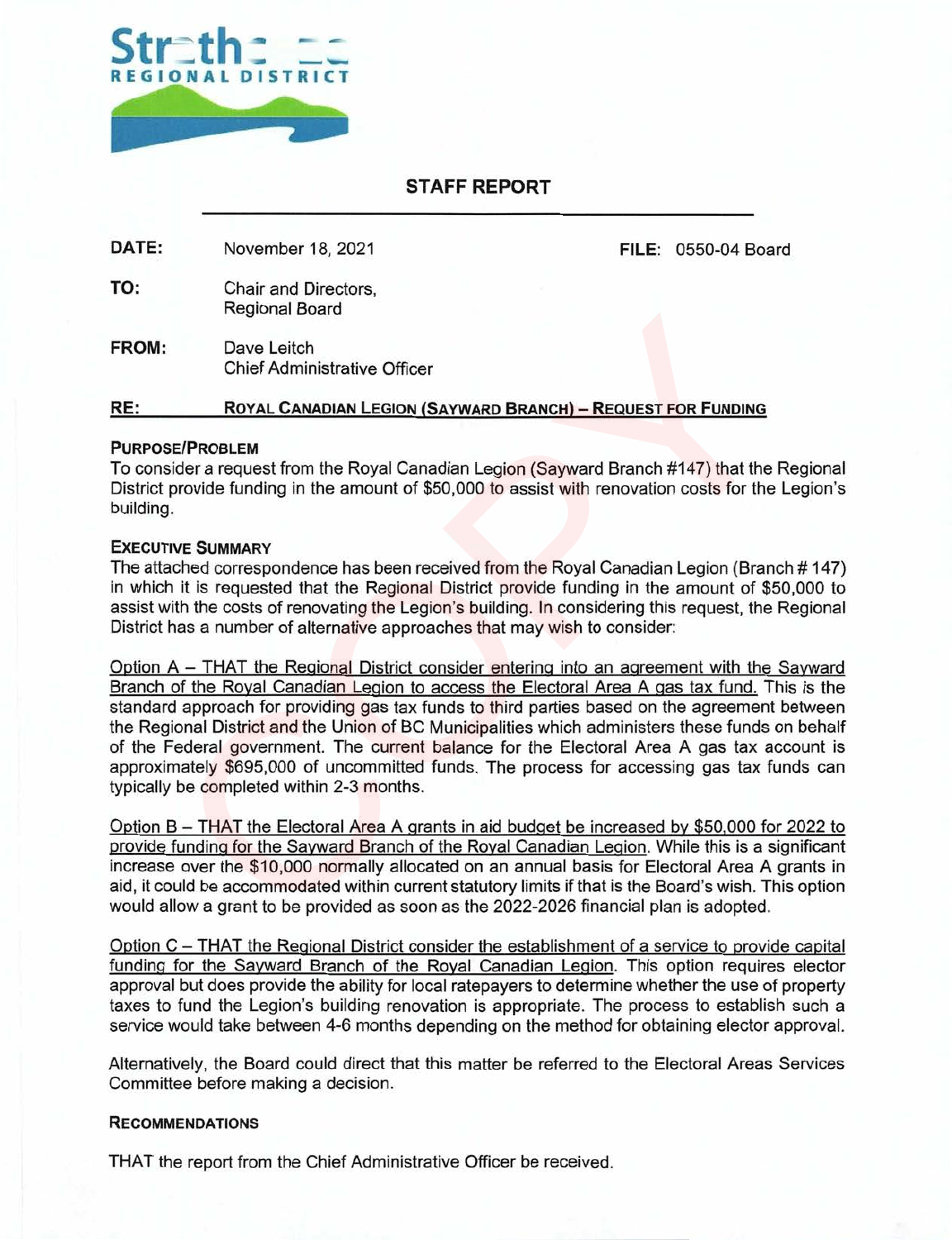Strathcona
REGIONAL DISTRICT

## STAFF REPORT

| | | | |
|---|---|---|---|
| **DATE:** | November 18, 2021 | **FILE:** | 0550-04 Board |
| **TO:** | Chair and Directors, Regional Board | | |
| **FROM:** | Dave Leitch Chief Administrative Officer | | |

**RE:** **ROYAL CANADIAN LEGION (SAYWARD BRANCH) – REQUEST FOR FUNDING**

### PURPOSE/PROBLEM

To consider a request from the Royal Canadian Legion (Sayward Branch #147) that the Regional District provide funding in the amount of $50,000 to assist with renovation costs for the Legion's building.

### EXECUTIVE SUMMARY

The attached correspondence has been received from the Royal Canadian Legion (Branch # 147) in which it is requested that the Regional District provide funding in the amount of $50,000 to assist with the costs of renovating the Legion's building. In considering this request, the Regional District has a number of alternative approaches that may wish to consider:

Option A – THAT the Regional District consider entering into an agreement with the Sayward Branch of the Royal Canadian Legion to access the Electoral Area A gas tax fund. This is the standard approach for providing gas tax funds to third parties based on the agreement between the Regional District and the Union of BC Municipalities which administers these funds on behalf of the Federal government. The current balance for the Electoral Area A gas tax account is approximately $695,000 of uncommitted funds. The process for accessing gas tax funds can typically be completed within 2-3 months.

Option B – THAT the Electoral Area A grants in aid budget be increased by $50,000 for 2022 to provide funding for the Sayward Branch of the Royal Canadian Legion. While this is a significant increase over the $10,000 normally allocated on an annual basis for Electoral Area A grants in aid, it could be accommodated within current statutory limits if that is the Board's wish. This option would allow a grant to be provided as soon as the 2022-2026 financial plan is adopted.

Option C – THAT the Regional District consider the establishment of a service to provide capital funding for the Sayward Branch of the Royal Canadian Legion. This option requires elector approval but does provide the ability for local ratepayers to determine whether the use of property taxes to fund the Legion's building renovation is appropriate. The process to establish such a service would take between 4-6 months depending on the method for obtaining elector approval.

Alternatively, the Board could direct that this matter be referred to the Electoral Areas Services Committee before making a decision.

### RECOMMENDATIONS

THAT the report from the Chief Administrative Officer be received.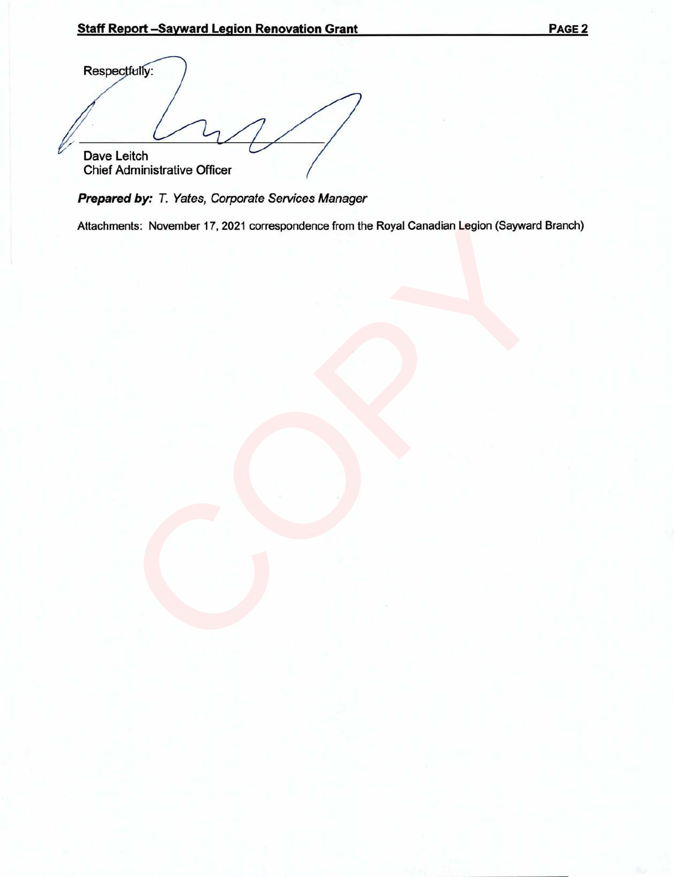Respectfully:

Dave Leitch
Chief Administrative Officer

***Prepared by:*** *T. Yates, Corporate Services Manager*

Attachments: November 17, 2021 correspondence from the Royal Canadian Legion (Sayward Branch)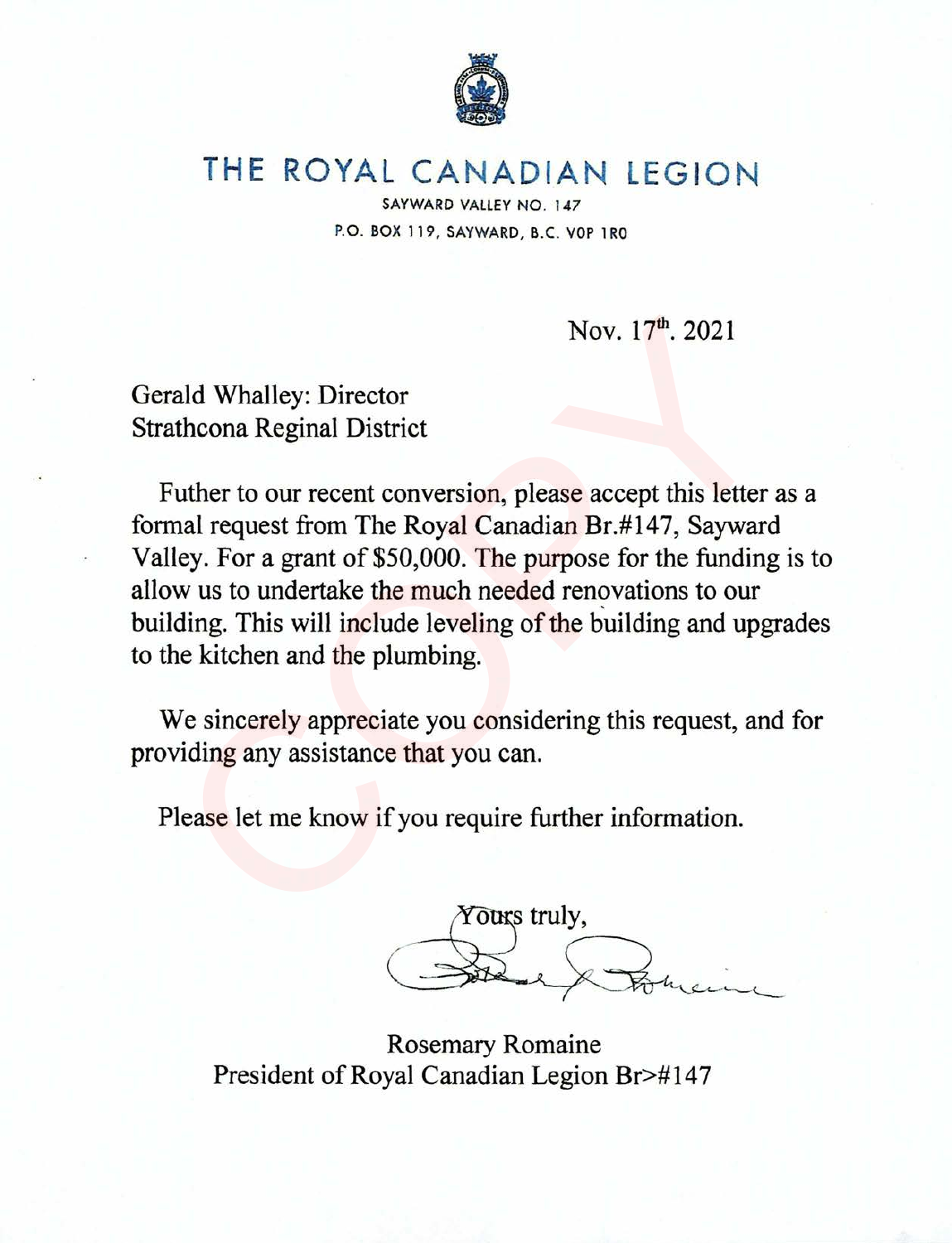# THE ROYAL CANADIAN LEGION

SAYWARD VALLEY NO. 147

P.O. BOX 119, SAYWARD, B.C. V0P 1R0

Nov. 17th. 2021

Gerald Whalley: Director
Strathcona Reginal District

Futher to our recent conversion, please accept this letter as a formal request from The Royal Canadian Br.#147, Sayward Valley. For a grant of $50,000. The purpose for the funding is to allow us to undertake the much needed renovations to our building. This will include leveling of the building and upgrades to the kitchen and the plumbing.

We sincerely appreciate you considering this request, and for providing any assistance that you can.

Please let me know if you require further information.

Yours truly,

Rosemary Romaine
President of Royal Canadian Legion Br>#147